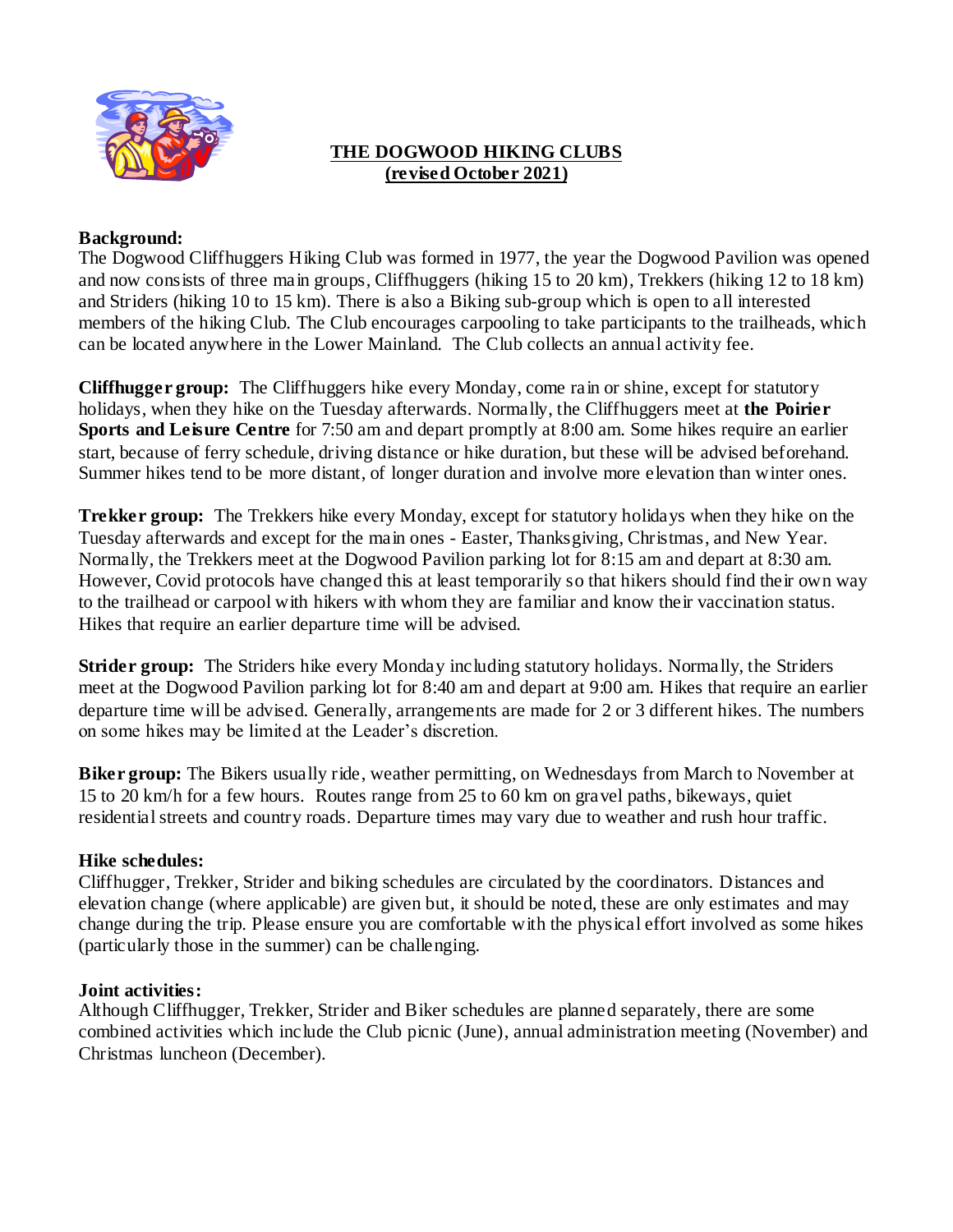# THE DOGWOOD HIKING CLUBS
## (revised October 2021)

**Background:**
The Dogwood Cliffhuggers Hiking Club was formed in 1977, the year the Dogwood Pavilion was opened and now consists of three main groups, Cliffhuggers (hiking 15 to 20 km), Trekkers (hiking 12 to 18 km) and Striders (hiking 10 to 15 km). There is also a Biking sub-group which is open to all interested members of the hiking Club. The Club encourages carpooling to take participants to the trailheads, which can be located anywhere in the Lower Mainland. The Club collects an annual activity fee.

**Cliffhugger group:** The Cliffhuggers hike every Monday, come rain or shine, except for statutory holidays, when they hike on the Tuesday afterwards. Normally, the Cliffhuggers meet at **the Poirier Sports and Leisure Centre** for 7:50 am and depart promptly at 8:00 am. Some hikes require an earlier start, because of ferry schedule, driving distance or hike duration, but these will be advised beforehand. Summer hikes tend to be more distant, of longer duration and involve more elevation than winter ones.

**Trekker group:** The Trekkers hike every Monday, except for statutory holidays when they hike on the Tuesday afterwards and except for the main ones - Easter, Thanksgiving, Christmas, and New Year. Normally, the Trekkers meet at the Dogwood Pavilion parking lot for 8:15 am and depart at 8:30 am. However, Covid protocols have changed this at least temporarily so that hikers should find their own way to the trailhead or carpool with hikers with whom they are familiar and know their vaccination status. Hikes that require an earlier departure time will be advised.

**Strider group:** The Striders hike every Monday including statutory holidays. Normally, the Striders meet at the Dogwood Pavilion parking lot for 8:40 am and depart at 9:00 am. Hikes that require an earlier departure time will be advised. Generally, arrangements are made for 2 or 3 different hikes. The numbers on some hikes may be limited at the Leader's discretion.

**Biker group:** The Bikers usually ride, weather permitting, on Wednesdays from March to November at 15 to 20 km/h for a few hours. Routes range from 25 to 60 km on gravel paths, bikeways, quiet residential streets and country roads. Departure times may vary due to weather and rush hour traffic.

**Hike schedules:**
Cliffhugger, Trekker, Strider and biking schedules are circulated by the coordinators. Distances and elevation change (where applicable) are given but, it should be noted, these are only estimates and may change during the trip. Please ensure you are comfortable with the physical effort involved as some hikes (particularly those in the summer) can be challenging.

**Joint activities:**
Although Cliffhugger, Trekker, Strider and Biker schedules are planned separately, there are some combined activities which include the Club picnic (June), annual administration meeting (November) and Christmas luncheon (December).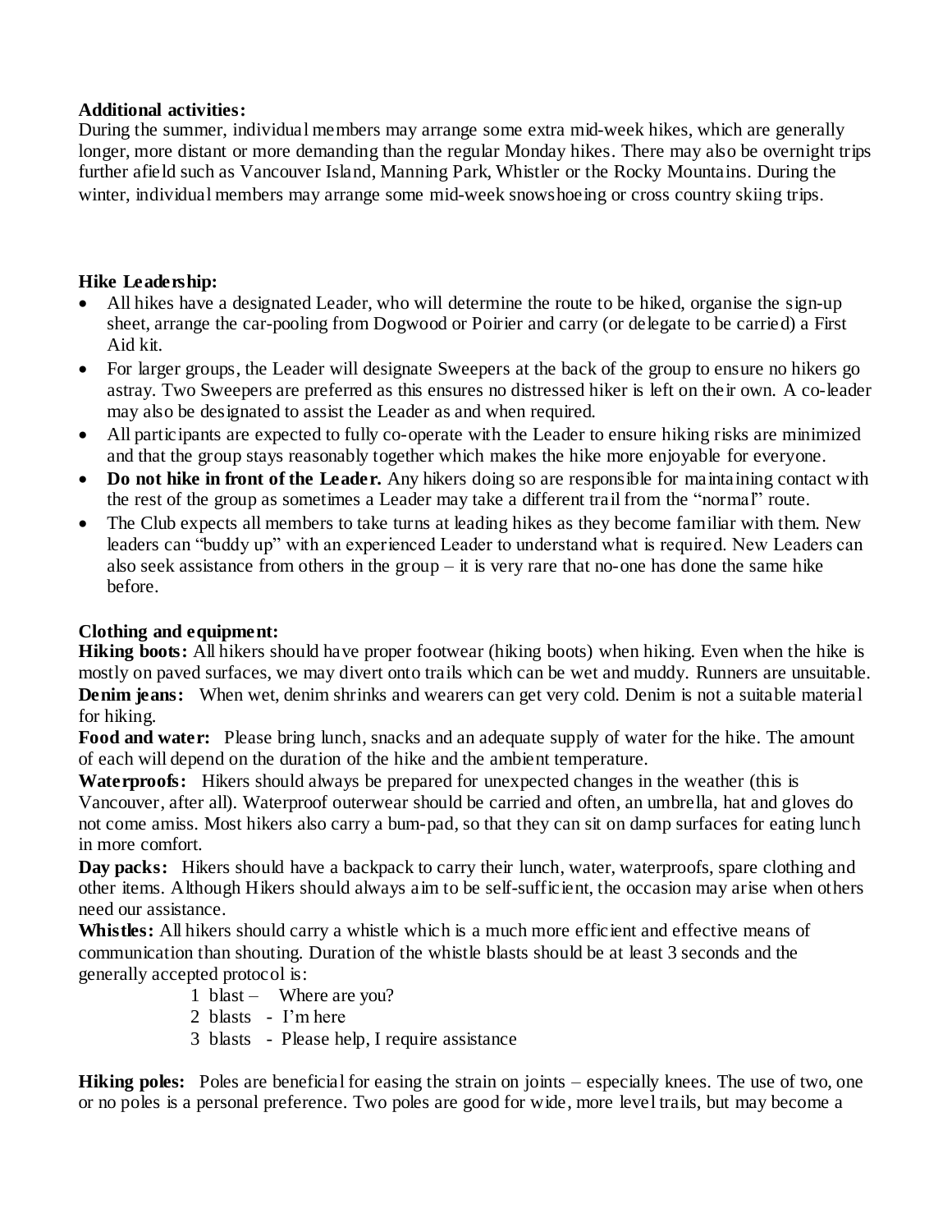**Additional activities:**
During the summer, individual members may arrange some extra mid-week hikes, which are generally longer, more distant or more demanding than the regular Monday hikes. There may also be overnight trips further afield such as Vancouver Island, Manning Park, Whistler or the Rocky Mountains. During the winter, individual members may arrange some mid-week snowshoeing or cross country skiing trips.

**Hike Leadership:**

- All hikes have a designated Leader, who will determine the route to be hiked, organise the sign-up sheet, arrange the car-pooling from Dogwood or Poirier and carry (or delegate to be carried) a First Aid kit.
- For larger groups, the Leader will designate Sweepers at the back of the group to ensure no hikers go astray. Two Sweepers are preferred as this ensures no distressed hiker is left on their own. A co-leader may also be designated to assist the Leader as and when required.
- All participants are expected to fully co-operate with the Leader to ensure hiking risks are minimized and that the group stays reasonably together which makes the hike more enjoyable for everyone.
- **Do not hike in front of the Leader.** Any hikers doing so are responsible for maintaining contact with the rest of the group as sometimes a Leader may take a different trail from the "normal" route.
- The Club expects all members to take turns at leading hikes as they become familiar with them. New leaders can "buddy up" with an experienced Leader to understand what is required. New Leaders can also seek assistance from others in the group – it is very rare that no-one has done the same hike before.

**Clothing and equipment:**
**Hiking boots:** All hikers should have proper footwear (hiking boots) when hiking. Even when the hike is mostly on paved surfaces, we may divert onto trails which can be wet and muddy. Runners are unsuitable.
**Denim jeans:** When wet, denim shrinks and wearers can get very cold. Denim is not a suitable material for hiking.
**Food and water:** Please bring lunch, snacks and an adequate supply of water for the hike. The amount of each will depend on the duration of the hike and the ambient temperature.
**Waterproofs:** Hikers should always be prepared for unexpected changes in the weather (this is Vancouver, after all). Waterproof outerwear should be carried and often, an umbrella, hat and gloves do not come amiss. Most hikers also carry a bum-pad, so that they can sit on damp surfaces for eating lunch in more comfort.
**Day packs:** Hikers should have a backpack to carry their lunch, water, waterproofs, spare clothing and other items. Although Hikers should always aim to be self-sufficient, the occasion may arise when others need our assistance.
**Whistles:** All hikers should carry a whistle which is a much more efficient and effective means of communication than shouting. Duration of the whistle blasts should be at least 3 seconds and the generally accepted protocol is:

1 blast – Where are you?
2 blasts - I'm here
3 blasts - Please help, I require assistance

**Hiking poles:** Poles are beneficial for easing the strain on joints – especially knees. The use of two, one or no poles is a personal preference. Two poles are good for wide, more level trails, but may become a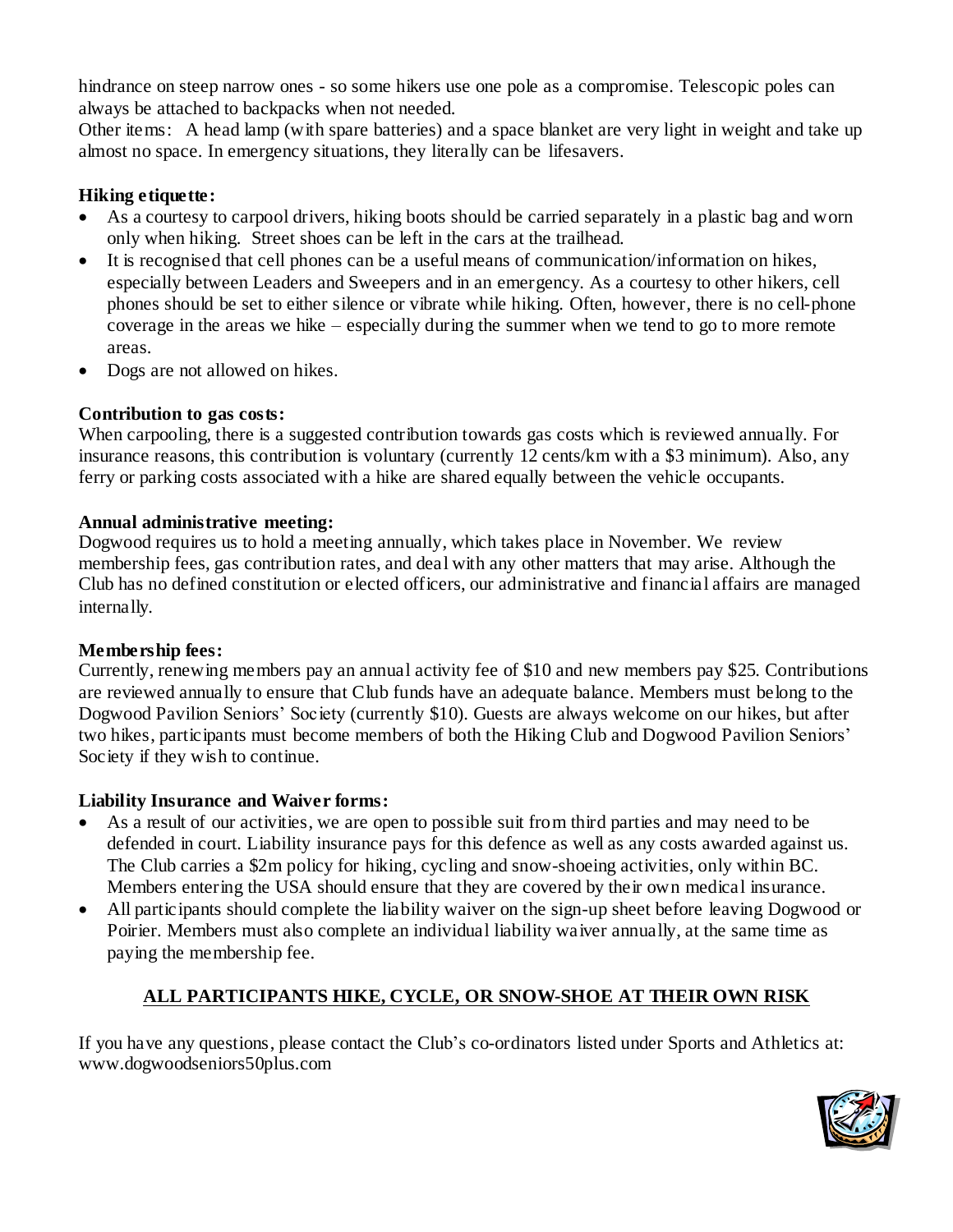hindrance on steep narrow ones - so some hikers use one pole as a compromise. Telescopic poles can always be attached to backpacks when not needed.

Other items: A head lamp (with spare batteries) and a space blanket are very light in weight and take up almost no space. In emergency situations, they literally can be lifesavers.

**Hiking etiquette:**

- As a courtesy to carpool drivers, hiking boots should be carried separately in a plastic bag and worn only when hiking. Street shoes can be left in the cars at the trailhead.
- It is recognised that cell phones can be a useful means of communication/information on hikes, especially between Leaders and Sweepers and in an emergency. As a courtesy to other hikers, cell phones should be set to either silence or vibrate while hiking. Often, however, there is no cell-phone coverage in the areas we hike – especially during the summer when we tend to go to more remote areas.
- Dogs are not allowed on hikes.

**Contribution to gas costs:**

When carpooling, there is a suggested contribution towards gas costs which is reviewed annually. For insurance reasons, this contribution is voluntary (currently 12 cents/km with a $3 minimum). Also, any ferry or parking costs associated with a hike are shared equally between the vehicle occupants.

**Annual administrative meeting:**

Dogwood requires us to hold a meeting annually, which takes place in November. We review membership fees, gas contribution rates, and deal with any other matters that may arise. Although the Club has no defined constitution or elected officers, our administrative and financial affairs are managed internally.

**Membership fees:**

Currently, renewing members pay an annual activity fee of $10 and new members pay $25. Contributions are reviewed annually to ensure that Club funds have an adequate balance. Members must belong to the Dogwood Pavilion Seniors' Society (currently $10). Guests are always welcome on our hikes, but after two hikes, participants must become members of both the Hiking Club and Dogwood Pavilion Seniors' Society if they wish to continue.

**Liability Insurance and Waiver forms:**

- As a result of our activities, we are open to possible suit from third parties and may need to be defended in court. Liability insurance pays for this defence as well as any costs awarded against us. The Club carries a $2m policy for hiking, cycling and snow-shoeing activities, only within BC. Members entering the USA should ensure that they are covered by their own medical insurance.
- All participants should complete the liability waiver on the sign-up sheet before leaving Dogwood or Poirier. Members must also complete an individual liability waiver annually, at the same time as paying the membership fee.

**ALL PARTICIPANTS HIKE, CYCLE, OR SNOW-SHOE AT THEIR OWN RISK**

If you have any questions, please contact the Club's co-ordinators listed under Sports and Athletics at: www.dogwoodseniors50plus.com